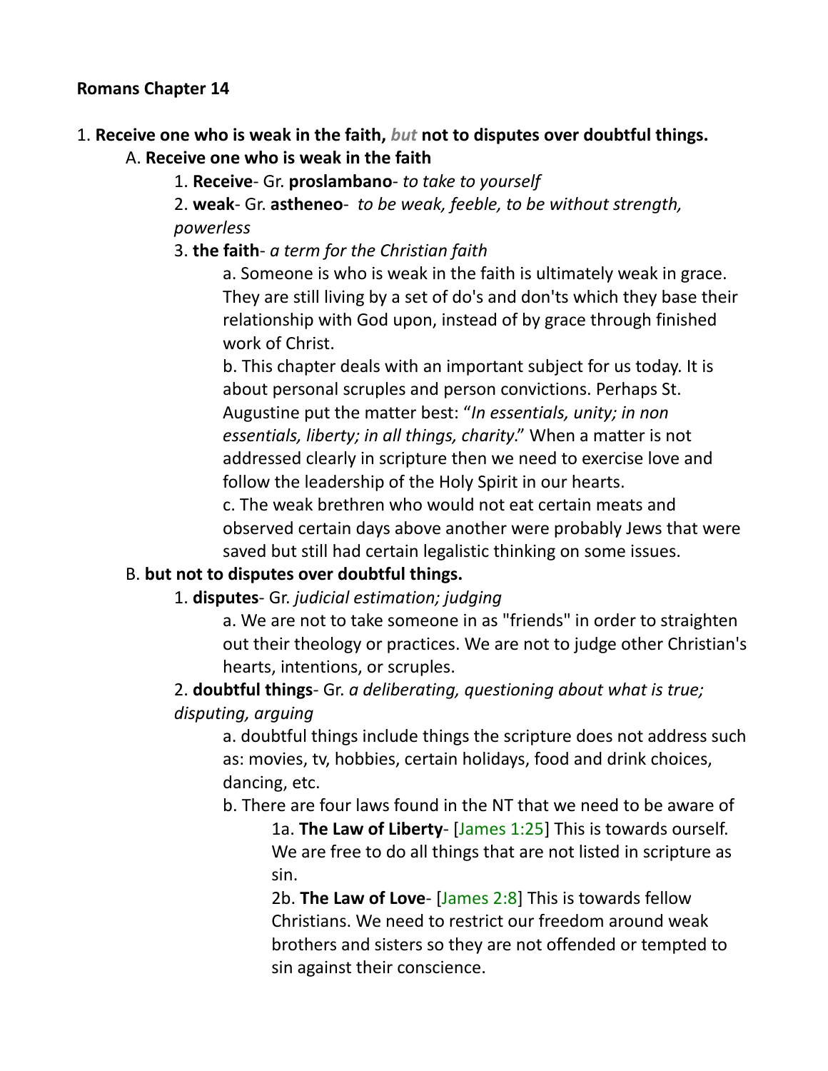**Romans Chapter 14**

1. **Receive one who is weak in the faith, *but* not to disputes over doubtful things.**
   - A. **Receive one who is weak in the faith**
     - 1. **Receive**- Gr. **proslambano**- *to take to yourself*
     - 2. **weak**- Gr. **astheneo**- *to be weak, feeble, to be without strength, powerless*
     - 3. **the faith**- *a term for the Christian faith*
       - a. Someone is who is weak in the faith is ultimately weak in grace. They are still living by a set of do's and don'ts which they base their relationship with God upon, instead of by grace through finished work of Christ.
       - b. This chapter deals with an important subject for us today. It is about personal scruples and person convictions. Perhaps St. Augustine put the matter best: "*In essentials, unity; in non essentials, liberty; in all things, charity*." When a matter is not addressed clearly in scripture then we need to exercise love and follow the leadership of the Holy Spirit in our hearts.
       - c. The weak brethren who would not eat certain meats and observed certain days above another were probably Jews that were saved but still had certain legalistic thinking on some issues.
   - B. **but not to disputes over doubtful things.**
     - 1. **disputes**- Gr. *judicial estimation; judging*
       - a. We are not to take someone in as "friends" in order to straighten out their theology or practices. We are not to judge other Christian's hearts, intentions, or scruples.
     - 2. **doubtful things**- Gr. *a deliberating, questioning about what is true; disputing, arguing*
       - a. doubtful things include things the scripture does not address such as: movies, tv, hobbies, certain holidays, food and drink choices, dancing, etc.
       - b. There are four laws found in the NT that we need to be aware of
         - 1a. **The Law of Liberty**- [James 1:25] This is towards ourself. We are free to do all things that are not listed in scripture as sin.
         - 2b. **The Law of Love**- [James 2:8] This is towards fellow Christians. We need to restrict our freedom around weak brothers and sisters so they are not offended or tempted to sin against their conscience.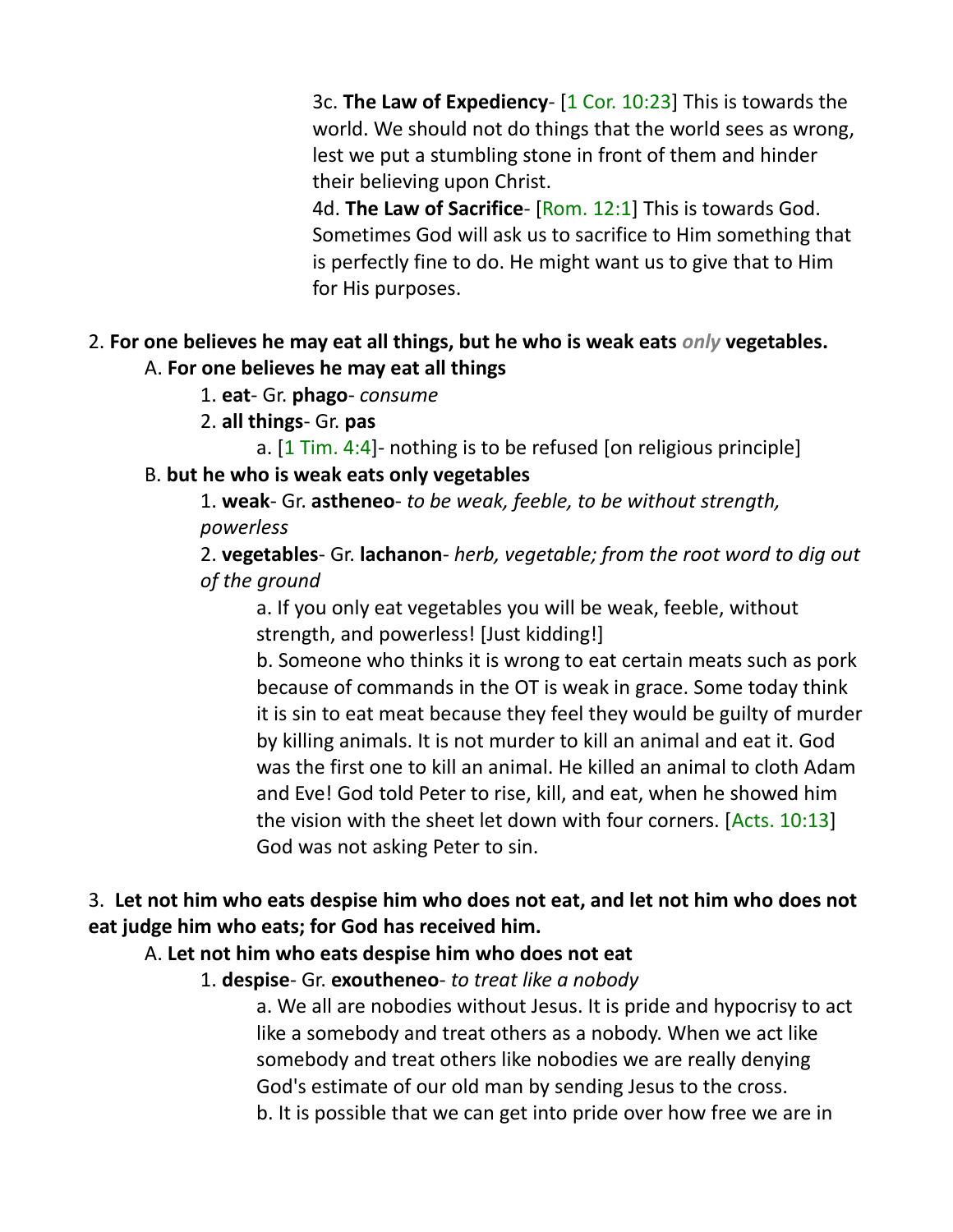3c. **The Law of Expediency**- [1 Cor. 10:23] This is towards the world. We should not do things that the world sees as wrong, lest we put a stumbling stone in front of them and hinder their believing upon Christ.

4d. **The Law of Sacrifice**- [Rom. 12:1] This is towards God. Sometimes God will ask us to sacrifice to Him something that is perfectly fine to do. He might want us to give that to Him for His purposes.

2. **For one believes he may eat all things, but he who is weak eats *only* vegetables.**

A. **For one believes he may eat all things**

1. **eat**- Gr. **phago**- *consume*

2. **all things**- Gr. **pas**

a. [1 Tim. 4:4]- nothing is to be refused [on religious principle]

B. **but he who is weak eats only vegetables**

1. **weak**- Gr. **astheneo**- *to be weak, feeble, to be without strength, powerless*

2. **vegetables**- Gr. **lachanon**- *herb, vegetable; from the root word to dig out of the ground*

a. If you only eat vegetables you will be weak, feeble, without strength, and powerless! [Just kidding!]

b. Someone who thinks it is wrong to eat certain meats such as pork because of commands in the OT is weak in grace. Some today think it is sin to eat meat because they feel they would be guilty of murder by killing animals. It is not murder to kill an animal and eat it. God was the first one to kill an animal. He killed an animal to cloth Adam and Eve! God told Peter to rise, kill, and eat, when he showed him the vision with the sheet let down with four corners. [Acts. 10:13] God was not asking Peter to sin.

3. **Let not him who eats despise him who does not eat, and let not him who does not eat judge him who eats; for God has received him.**

A. **Let not him who eats despise him who does not eat**

1. **despise**- Gr. **exoutheneo**- *to treat like a nobody*

a. We all are nobodies without Jesus. It is pride and hypocrisy to act like a somebody and treat others as a nobody. When we act like somebody and treat others like nobodies we are really denying God's estimate of our old man by sending Jesus to the cross.

b. It is possible that we can get into pride over how free we are in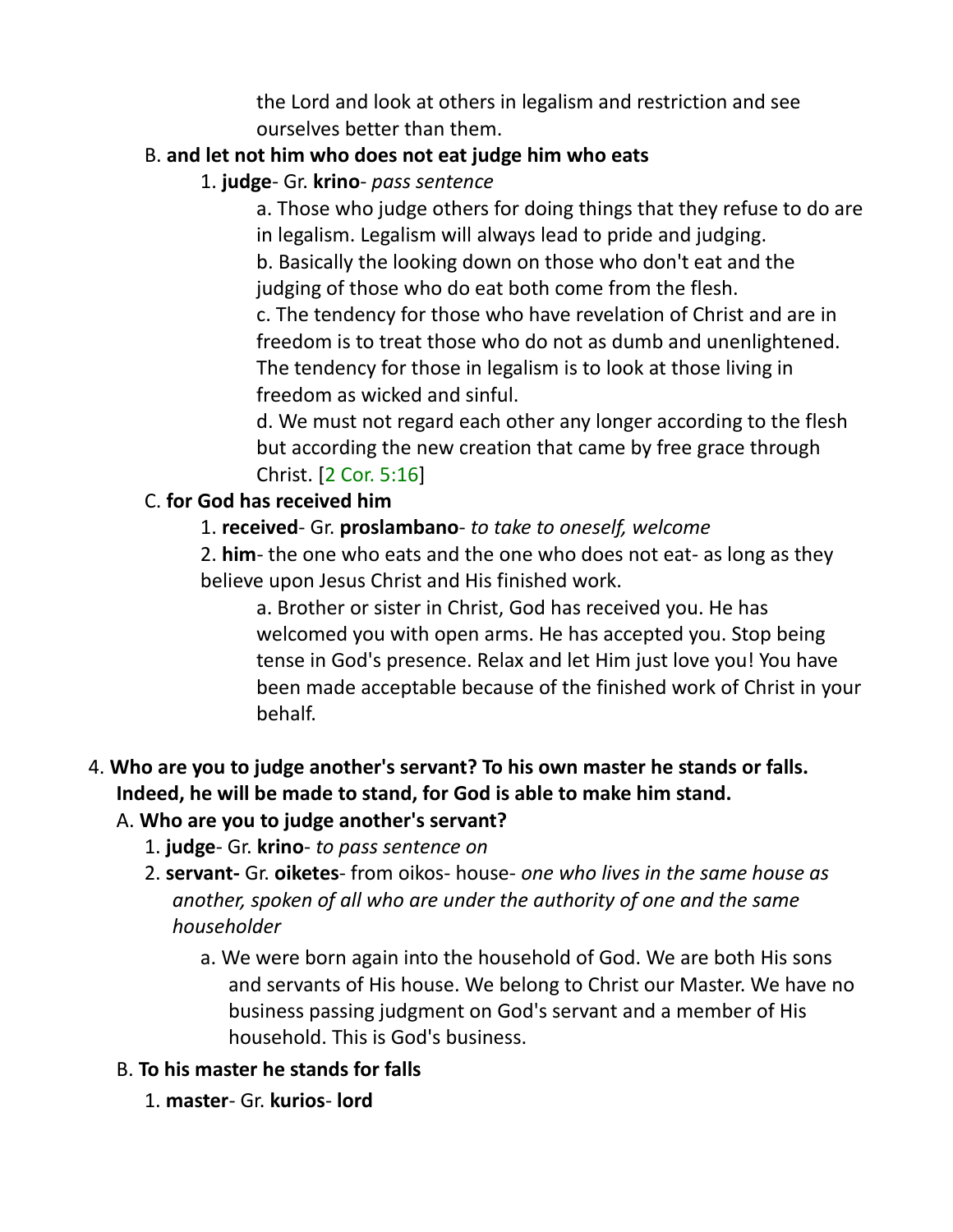the Lord and look at others in legalism and restriction and see ourselves better than them.

B. **and let not him who does not eat judge him who eats**

1. **judge**- Gr. **krino**- *pass sentence*

a. Those who judge others for doing things that they refuse to do are in legalism. Legalism will always lead to pride and judging.

b. Basically the looking down on those who don't eat and the judging of those who do eat both come from the flesh.

c. The tendency for those who have revelation of Christ and are in freedom is to treat those who do not as dumb and unenlightened. The tendency for those in legalism is to look at those living in freedom as wicked and sinful.

d. We must not regard each other any longer according to the flesh but according the new creation that came by free grace through Christ. [2 Cor. 5:16]

C. **for God has received him**

1. **received**- Gr. **proslambano**- *to take to oneself, welcome*

2. **him**- the one who eats and the one who does not eat- as long as they believe upon Jesus Christ and His finished work.

a. Brother or sister in Christ, God has received you. He has welcomed you with open arms. He has accepted you. Stop being tense in God's presence. Relax and let Him just love you! You have been made acceptable because of the finished work of Christ in your behalf.

4. **Who are you to judge another's servant? To his own master he stands or falls. Indeed, he will be made to stand, for God is able to make him stand.**

A. **Who are you to judge another's servant?**

1. **judge**- Gr. **krino**- *to pass sentence on*

2. **servant-** Gr. **oiketes**- from oikos- house- *one who lives in the same house as another, spoken of all who are under the authority of one and the same householder*

a. We were born again into the household of God. We are both His sons and servants of His house. We belong to Christ our Master. We have no business passing judgment on God's servant and a member of His household. This is God's business.

B. **To his master he stands for falls**

1. **master**- Gr. **kurios**- **lord**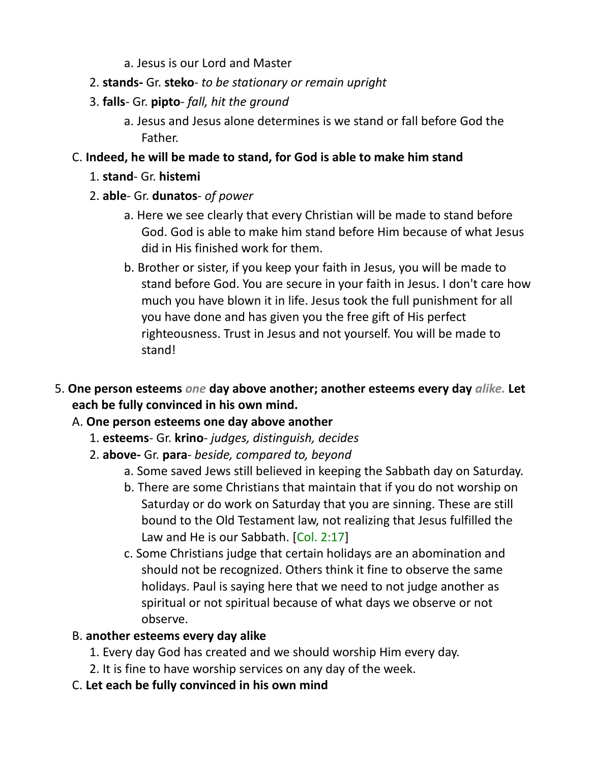a. Jesus is our Lord and Master

2. **stands-** Gr. **steko**- *to be stationary or remain upright*

3. **falls**- Gr. **pipto**- *fall, hit the ground*

    a. Jesus and Jesus alone determines is we stand or fall before God the Father.

C. **Indeed, he will be made to stand, for God is able to make him stand**

1. **stand**- Gr. **histemi**

2. **able**- Gr. **dunatos**- *of power*

    a. Here we see clearly that every Christian will be made to stand before God. God is able to make him stand before Him because of what Jesus did in His finished work for them.

    b. Brother or sister, if you keep your faith in Jesus, you will be made to stand before God. You are secure in your faith in Jesus. I don't care how much you have blown it in life. Jesus took the full punishment for all you have done and has given you the free gift of His perfect righteousness. Trust in Jesus and not yourself. You will be made to stand!

5. **One person esteems *one* day above another; another esteems every day *alike.* Let each be fully convinced in his own mind.**

A. **One person esteems one day above another**

1. **esteems**- Gr. **krino**- *judges, distinguish, decides*

2. **above-** Gr. **para**- *beside, compared to, beyond*

    a. Some saved Jews still believed in keeping the Sabbath day on Saturday.

    b. There are some Christians that maintain that if you do not worship on Saturday or do work on Saturday that you are sinning. These are still bound to the Old Testament law, not realizing that Jesus fulfilled the Law and He is our Sabbath. [Col. 2:17]

    c. Some Christians judge that certain holidays are an abomination and should not be recognized. Others think it fine to observe the same holidays. Paul is saying here that we need to not judge another as spiritual or not spiritual because of what days we observe or not observe.

B. **another esteems every day alike**

1. Every day God has created and we should worship Him every day.

2. It is fine to have worship services on any day of the week.

C. **Let each be fully convinced in his own mind**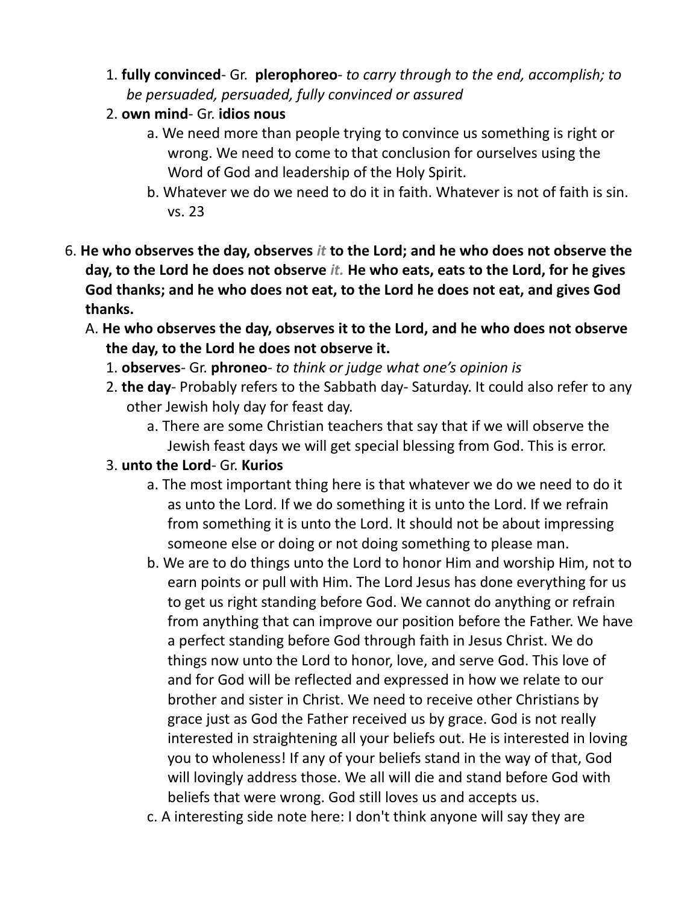1. **fully convinced**- Gr. **plerophoreo**- *to carry through to the end, accomplish; to be persuaded, persuaded, fully convinced or assured*
2. **own mind**- Gr. **idios nous**
    a. We need more than people trying to convince us something is right or wrong. We need to come to that conclusion for ourselves using the Word of God and leadership of the Holy Spirit.
    b. Whatever we do we need to do it in faith. Whatever is not of faith is sin. vs. 23

6. **He who observes the day, observes *it* to the Lord; and he who does not observe the day, to the Lord he does not observe *it.* He who eats, eats to the Lord, for he gives God thanks; and he who does not eat, to the Lord he does not eat, and gives God thanks.**
    A. **He who observes the day, observes it to the Lord, and he who does not observe the day, to the Lord he does not observe it.**
    1. **observes**- Gr. **phroneo**- *to think or judge what one's opinion is*
    2. **the day**- Probably refers to the Sabbath day- Saturday. It could also refer to any other Jewish holy day for feast day.
        a. There are some Christian teachers that say that if we will observe the Jewish feast days we will get special blessing from God. This is error.
    3. **unto the Lord**- Gr. **Kurios**
        a. The most important thing here is that whatever we do we need to do it as unto the Lord. If we do something it is unto the Lord. If we refrain from something it is unto the Lord. It should not be about impressing someone else or doing or not doing something to please man.
        b. We are to do things unto the Lord to honor Him and worship Him, not to earn points or pull with Him. The Lord Jesus has done everything for us to get us right standing before God. We cannot do anything or refrain from anything that can improve our position before the Father. We have a perfect standing before God through faith in Jesus Christ. We do things now unto the Lord to honor, love, and serve God. This love of and for God will be reflected and expressed in how we relate to our brother and sister in Christ. We need to receive other Christians by grace just as God the Father received us by grace. God is not really interested in straightening all your beliefs out. He is interested in loving you to wholeness! If any of your beliefs stand in the way of that, God will lovingly address those. We all will die and stand before God with beliefs that were wrong. God still loves us and accepts us.
        c. A interesting side note here: I don't think anyone will say they are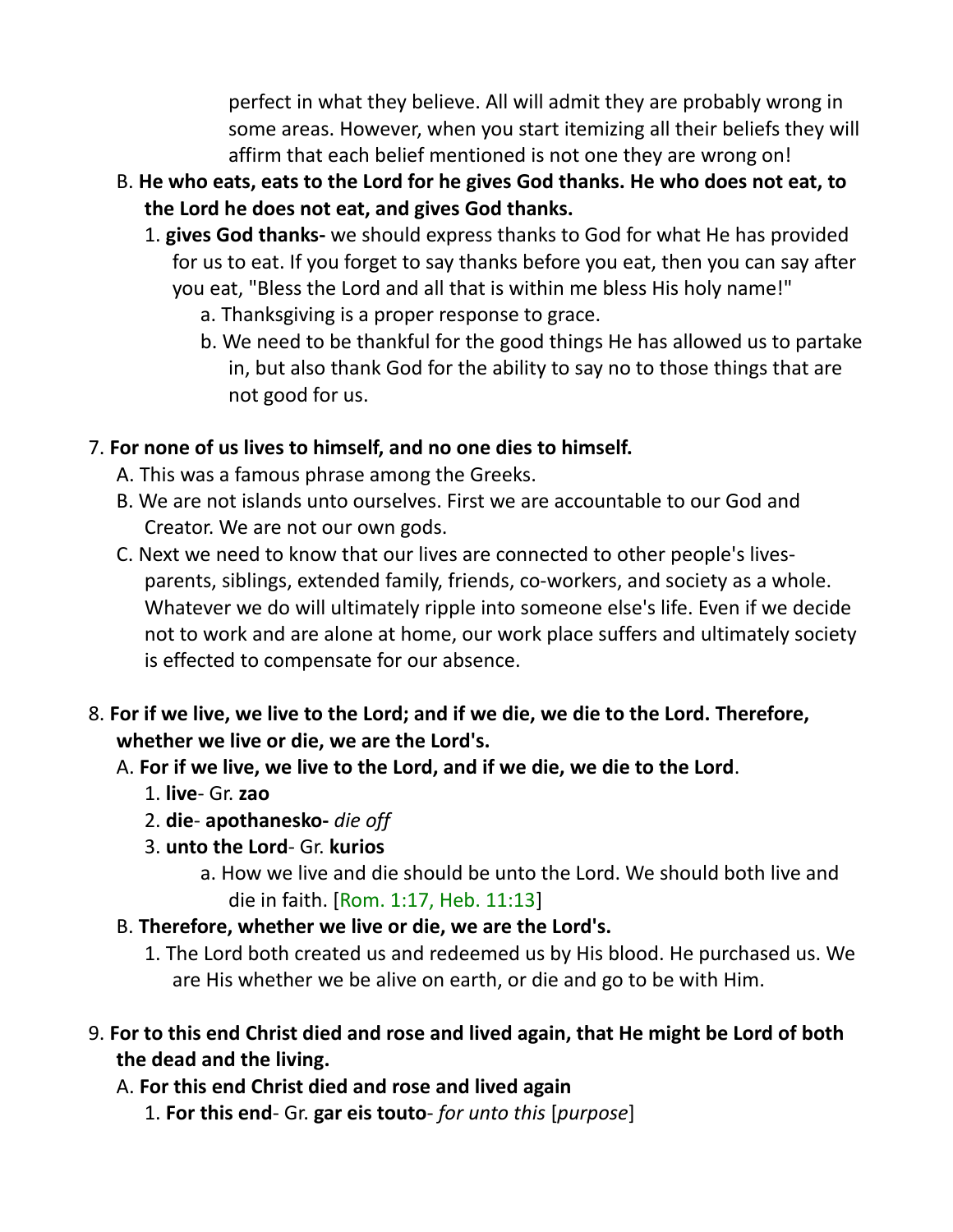perfect in what they believe. All will admit they are probably wrong in some areas. However, when you start itemizing all their beliefs they will affirm that each belief mentioned is not one they are wrong on!

B. **He who eats, eats to the Lord for he gives God thanks. He who does not eat, to the Lord he does not eat, and gives God thanks.**

1. **gives God thanks-** we should express thanks to God for what He has provided for us to eat. If you forget to say thanks before you eat, then you can say after you eat, "Bless the Lord and all that is within me bless His holy name!"
   a. Thanksgiving is a proper response to grace.
   b. We need to be thankful for the good things He has allowed us to partake in, but also thank God for the ability to say no to those things that are not good for us.

7. **For none of us lives to himself, and no one dies to himself.**

A. This was a famous phrase among the Greeks.

B. We are not islands unto ourselves. First we are accountable to our God and Creator. We are not our own gods.

C. Next we need to know that our lives are connected to other people's lives- parents, siblings, extended family, friends, co-workers, and society as a whole. Whatever we do will ultimately ripple into someone else's life. Even if we decide not to work and are alone at home, our work place suffers and ultimately society is effected to compensate for our absence.

8. **For if we live, we live to the Lord; and if we die, we die to the Lord. Therefore, whether we live or die, we are the Lord's.**

A. **For if we live, we live to the Lord, and if we die, we die to the Lord**.

1. **live**- Gr. **zao**
2. **die**- **apothanesko-** *die off*
3. **unto the Lord**- Gr. **kurios**
   a. How we live and die should be unto the Lord. We should both live and die in faith. [Rom. 1:17, Heb. 11:13]

B. **Therefore, whether we live or die, we are the Lord's.**

1. The Lord both created us and redeemed us by His blood. He purchased us. We are His whether we be alive on earth, or die and go to be with Him.

9. **For to this end Christ died and rose and lived again, that He might be Lord of both the dead and the living.**

A. **For this end Christ died and rose and lived again**

1. **For this end**- Gr. **gar eis touto**- *for unto this* [*purpose*]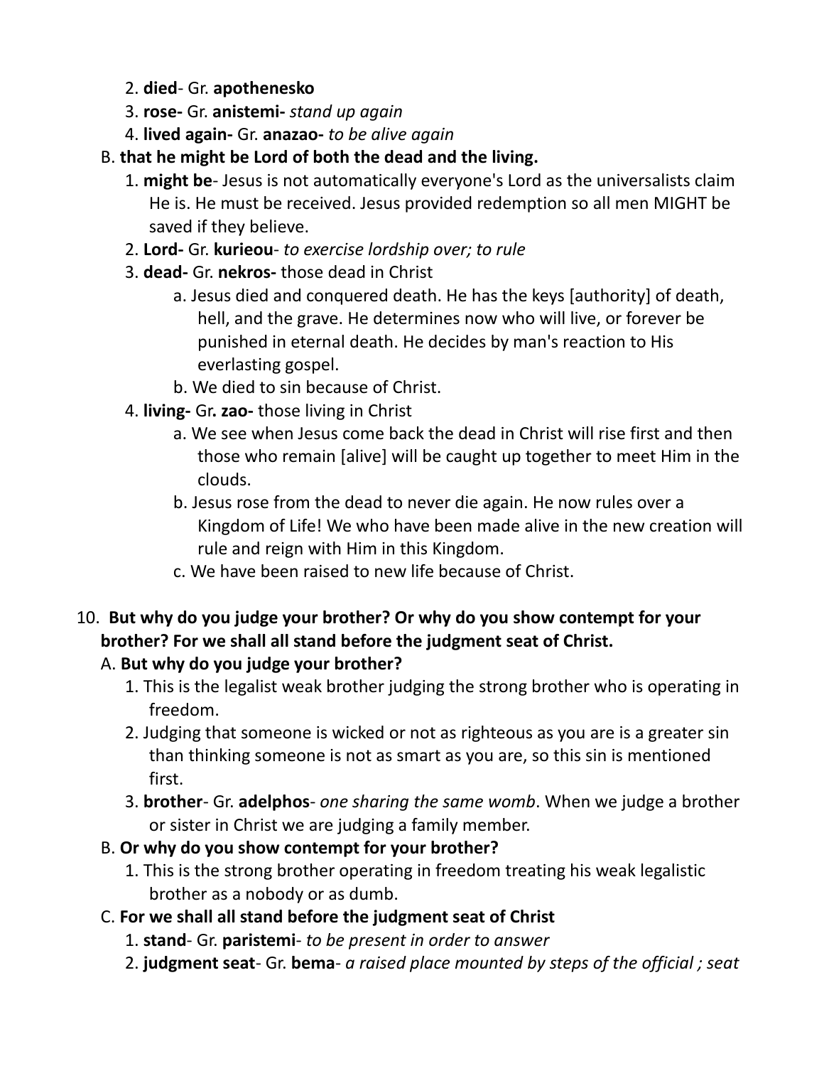2. **died**- Gr. **apothenesko**
3. **rose-** Gr. **anistemi-** *stand up again*
4. **lived again-** Gr. **anazao-** *to be alive again*

B. **that he might be Lord of both the dead and the living.**

1. **might be**- Jesus is not automatically everyone's Lord as the universalists claim He is. He must be received. Jesus provided redemption so all men MIGHT be saved if they believe.
2. **Lord-** Gr. **kurieou**- *to exercise lordship over; to rule*
3. **dead-** Gr. **nekros-** those dead in Christ
   a. Jesus died and conquered death. He has the keys [authority] of death, hell, and the grave. He determines now who will live, or forever be punished in eternal death. He decides by man's reaction to His everlasting gospel.
   b. We died to sin because of Christ.
4. **living-** Gr**. zao-** those living in Christ
   a. We see when Jesus come back the dead in Christ will rise first and then those who remain [alive] will be caught up together to meet Him in the clouds.
   b. Jesus rose from the dead to never die again. He now rules over a Kingdom of Life! We who have been made alive in the new creation will rule and reign with Him in this Kingdom.
   c. We have been raised to new life because of Christ.

10. **But why do you judge your brother? Or why do you show contempt for your brother? For we shall all stand before the judgment seat of Christ.**

A. **But why do you judge your brother?**

1. This is the legalist weak brother judging the strong brother who is operating in freedom.
2. Judging that someone is wicked or not as righteous as you are is a greater sin than thinking someone is not as smart as you are, so this sin is mentioned first.
3. **brother**- Gr. **adelphos**- *one sharing the same womb*. When we judge a brother or sister in Christ we are judging a family member.

B. **Or why do you show contempt for your brother?**

1. This is the strong brother operating in freedom treating his weak legalistic brother as a nobody or as dumb.

C. **For we shall all stand before the judgment seat of Christ**

1. **stand**- Gr. **paristemi**- *to be present in order to answer*
2. **judgment seat**- Gr. **bema**- *a raised place mounted by steps of the official ; seat*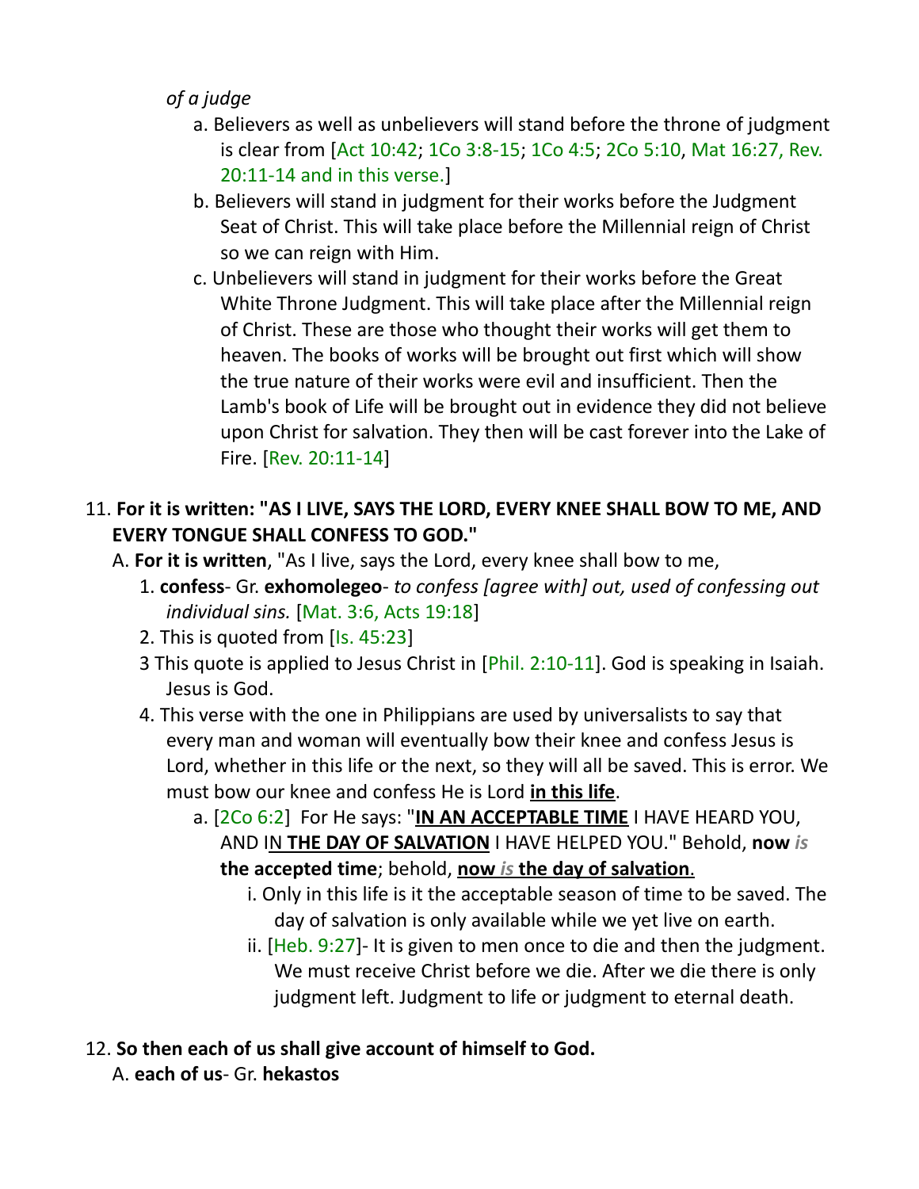*of a judge*

   a. Believers as well as unbelievers will stand before the throne of judgment is clear from [Act 10:42; 1Co 3:8-15; 1Co 4:5; 2Co 5:10, Mat 16:27, Rev. 20:11-14 and in this verse.]
   b. Believers will stand in judgment for their works before the Judgment Seat of Christ. This will take place before the Millennial reign of Christ so we can reign with Him.
   c. Unbelievers will stand in judgment for their works before the Great White Throne Judgment. This will take place after the Millennial reign of Christ. These are those who thought their works will get them to heaven. The books of works will be brought out first which will show the true nature of their works were evil and insufficient. Then the Lamb's book of Life will be brought out in evidence they did not believe upon Christ for salvation. They then will be cast forever into the Lake of Fire. [Rev. 20:11-14]

11. **For it is written: "AS I LIVE, SAYS THE LORD, EVERY KNEE SHALL BOW TO ME, AND EVERY TONGUE SHALL CONFESS TO GOD."**
   A. **For it is written**, "As I live, says the Lord, every knee shall bow to me,
      1. **confess**- Gr. **exhomolegeo**- *to confess [agree with] out, used of confessing out individual sins.* [Mat. 3:6, Acts 19:18]
      2. This is quoted from [Is. 45:23]
      3 This quote is applied to Jesus Christ in [Phil. 2:10-11]. God is speaking in Isaiah. Jesus is God.
      4. This verse with the one in Philippians are used by universalists to say that every man and woman will eventually bow their knee and confess Jesus is Lord, whether in this life or the next, so they will all be saved. This is error. We must bow our knee and confess He is Lord **<u>in this life</u>**.
         a. [2Co 6:2] For He says: "**<u>IN AN ACCEPTABLE TIME</u>** I HAVE HEARD YOU, AND I<u>N **THE DAY OF SALVATION**</u> I HAVE HELPED YOU." Behold, **now** ***is*** **the accepted time**; behold, **<u>now *is* the day of salvation</u>**.
            i. Only in this life is it the acceptable season of time to be saved. The day of salvation is only available while we yet live on earth.
            ii. [Heb. 9:27]- It is given to men once to die and then the judgment. We must receive Christ before we die. After we die there is only judgment left. Judgment to life or judgment to eternal death.

12. **So then each of us shall give account of himself to God.**
   A. **each of us**- Gr. **hekastos**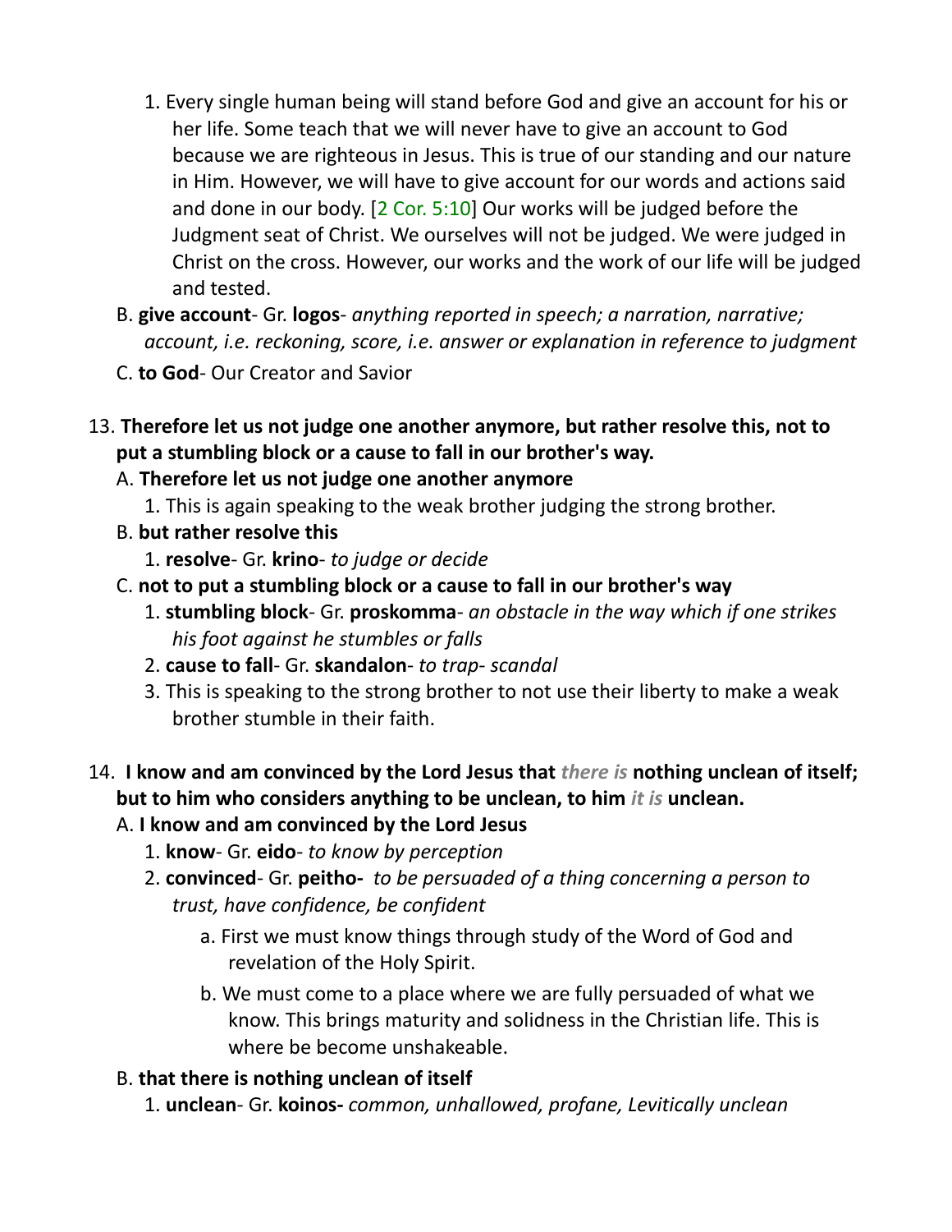1. Every single human being will stand before God and give an account for his or her life. Some teach that we will never have to give an account to God because we are righteous in Jesus. This is true of our standing and our nature in Him. However, we will have to give account for our words and actions said and done in our body. [2 Cor. 5:10] Our works will be judged before the Judgment seat of Christ. We ourselves will not be judged. We were judged in Christ on the cross. However, our works and the work of our life will be judged and tested.

B. **give account**- Gr. **logos**- *anything reported in speech; a narration, narrative; account, i.e. reckoning, score, i.e. answer or explanation in reference to judgment*

C. **to God**- Our Creator and Savior

13. **Therefore let us not judge one another anymore, but rather resolve this, not to put a stumbling block or a cause to fall in our brother's way.**

A. **Therefore let us not judge one another anymore**

1. This is again speaking to the weak brother judging the strong brother.

B. **but rather resolve this**

1. **resolve**- Gr. **krino**- *to judge or decide*

C. **not to put a stumbling block or a cause to fall in our brother's way**

1. **stumbling block**- Gr. **proskomma**- *an obstacle in the way which if one strikes his foot against he stumbles or falls*
2. **cause to fall**- Gr. **skandalon**- *to trap- scandal*
3. This is speaking to the strong brother to not use their liberty to make a weak brother stumble in their faith.

14. **I know and am convinced by the Lord Jesus that** ***there is*** **nothing unclean of itself; but to him who considers anything to be unclean, to him** ***it is*** **unclean.**

A. **I know and am convinced by the Lord Jesus**

1. **know**- Gr. **eido**- *to know by perception*
2. **convinced**- Gr. **peitho-** *to be persuaded of a thing concerning a person to trust, have confidence, be confident*

a. First we must know things through study of the Word of God and revelation of the Holy Spirit.

b. We must come to a place where we are fully persuaded of what we know. This brings maturity and solidness in the Christian life. This is where be become unshakeable.

B. **that there is nothing unclean of itself**

1. **unclean**- Gr. **koinos-** *common, unhallowed, profane, Levitically unclean*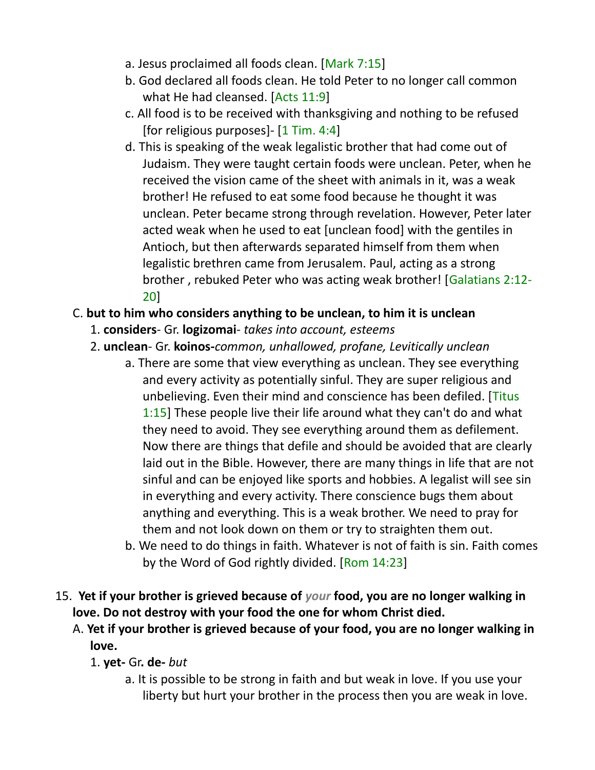a. Jesus proclaimed all foods clean. [Mark 7:15]
   b. God declared all foods clean. He told Peter to no longer call common what He had cleansed. [Acts 11:9]
   c. All food is to be received with thanksgiving and nothing to be refused [for religious purposes]- [1 Tim. 4:4]
   d. This is speaking of the weak legalistic brother that had come out of Judaism. They were taught certain foods were unclean. Peter, when he received the vision came of the sheet with animals in it, was a weak brother! He refused to eat some food because he thought it was unclean. Peter became strong through revelation. However, Peter later acted weak when he used to eat [unclean food] with the gentiles in Antioch, but then afterwards separated himself from them when legalistic brethren came from Jerusalem. Paul, acting as a strong brother , rebuked Peter who was acting weak brother! [Galatians 2:12-20]

C. **but to him who considers anything to be unclean, to him it is unclean**
   1. **considers**- Gr. **logizomai**- *takes into account, esteems*
   2. **unclean**- Gr. **koinos-***common, unhallowed, profane, Levitically unclean*
      a. There are some that view everything as unclean. They see everything and every activity as potentially sinful. They are super religious and unbelieving. Even their mind and conscience has been defiled. [Titus 1:15] These people live their life around what they can't do and what they need to avoid. They see everything around them as defilement. Now there are things that defile and should be avoided that are clearly laid out in the Bible. However, there are many things in life that are not sinful and can be enjoyed like sports and hobbies. A legalist will see sin in everything and every activity. There conscience bugs them about anything and everything. This is a weak brother. We need to pray for them and not look down on them or try to straighten them out.
      b. We need to do things in faith. Whatever is not of faith is sin. Faith comes by the Word of God rightly divided. [Rom 14:23]

15. **Yet if your brother is grieved because of** ***your*** **food, you are no longer walking in love. Do not destroy with your food the one for whom Christ died.**
   A. **Yet if your brother is grieved because of your food, you are no longer walking in love.**
      1. **yet-** Gr**. de-** *but*
         a. It is possible to be strong in faith and but weak in love. If you use your liberty but hurt your brother in the process then you are weak in love.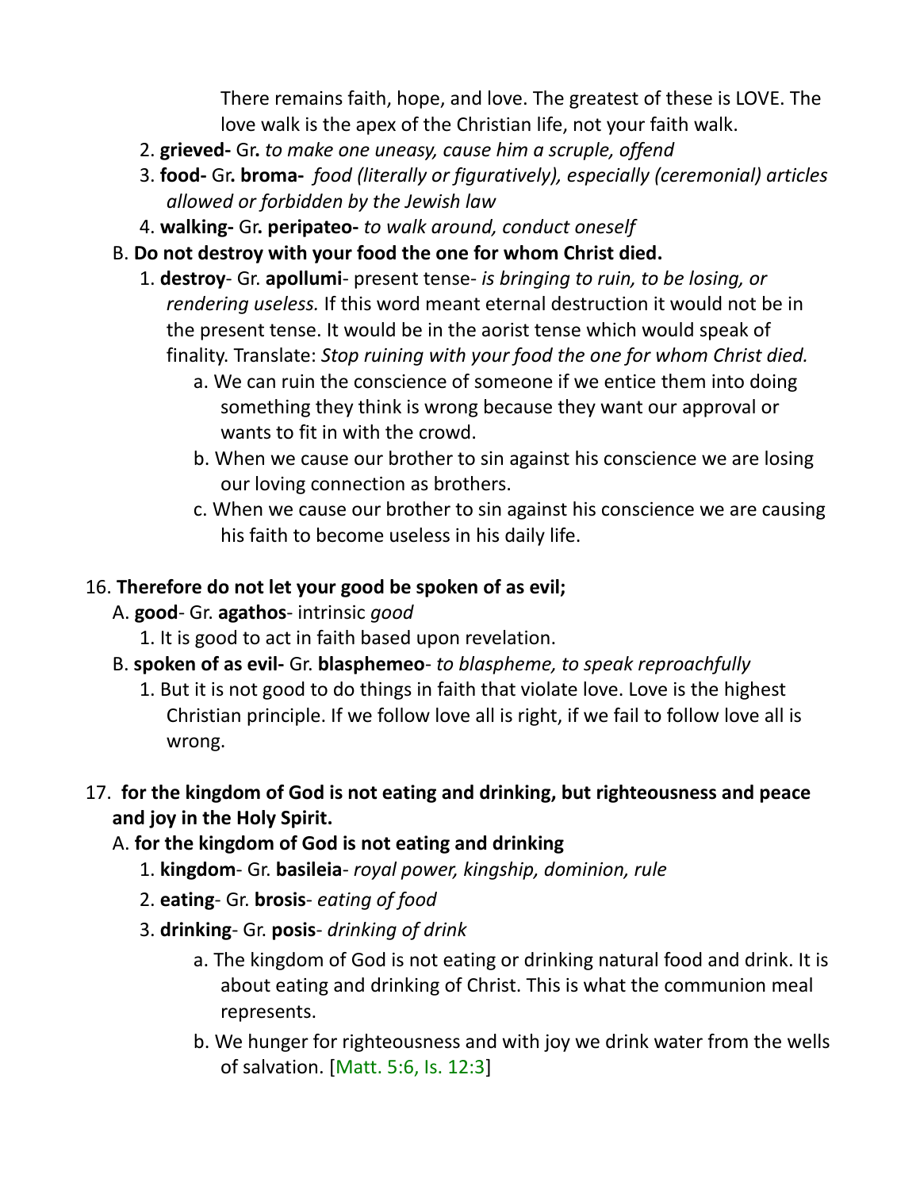There remains faith, hope, and love. The greatest of these is LOVE. The love walk is the apex of the Christian life, not your faith walk.

2. **grieved-** Gr. *to make one uneasy, cause him a scruple, offend*
3. **food-** Gr**. broma-** *food (literally or figuratively), especially (ceremonial) articles allowed or forbidden by the Jewish law*
4. **walking-** Gr**. peripateo-** *to walk around, conduct oneself*

B. **Do not destroy with your food the one for whom Christ died.**

1. **destroy**- Gr. **apollumi**- present tense- *is bringing to ruin, to be losing, or rendering useless.* If this word meant eternal destruction it would not be in the present tense. It would be in the aorist tense which would speak of finality. Translate: *Stop ruining with your food the one for whom Christ died.*
   a. We can ruin the conscience of someone if we entice them into doing something they think is wrong because they want our approval or wants to fit in with the crowd.
   b. When we cause our brother to sin against his conscience we are losing our loving connection as brothers.
   c. When we cause our brother to sin against his conscience we are causing his faith to become useless in his daily life.

16. **Therefore do not let your good be spoken of as evil;**

A. **good**- Gr. **agathos**- intrinsic *good*

1. It is good to act in faith based upon revelation.

B. **spoken of as evil-** Gr. **blasphemeo**- *to blaspheme, to speak reproachfully*

1. But it is not good to do things in faith that violate love. Love is the highest Christian principle. If we follow love all is right, if we fail to follow love all is wrong.

17. **for the kingdom of God is not eating and drinking, but righteousness and peace and joy in the Holy Spirit.**

A. **for the kingdom of God is not eating and drinking**

1. **kingdom**- Gr. **basileia**- *royal power, kingship, dominion, rule*
2. **eating**- Gr. **brosis**- *eating of food*
3. **drinking**- Gr. **posis**- *drinking of drink*
   a. The kingdom of God is not eating or drinking natural food and drink. It is about eating and drinking of Christ. This is what the communion meal represents.
   b. We hunger for righteousness and with joy we drink water from the wells of salvation. [Matt. 5:6, Is. 12:3]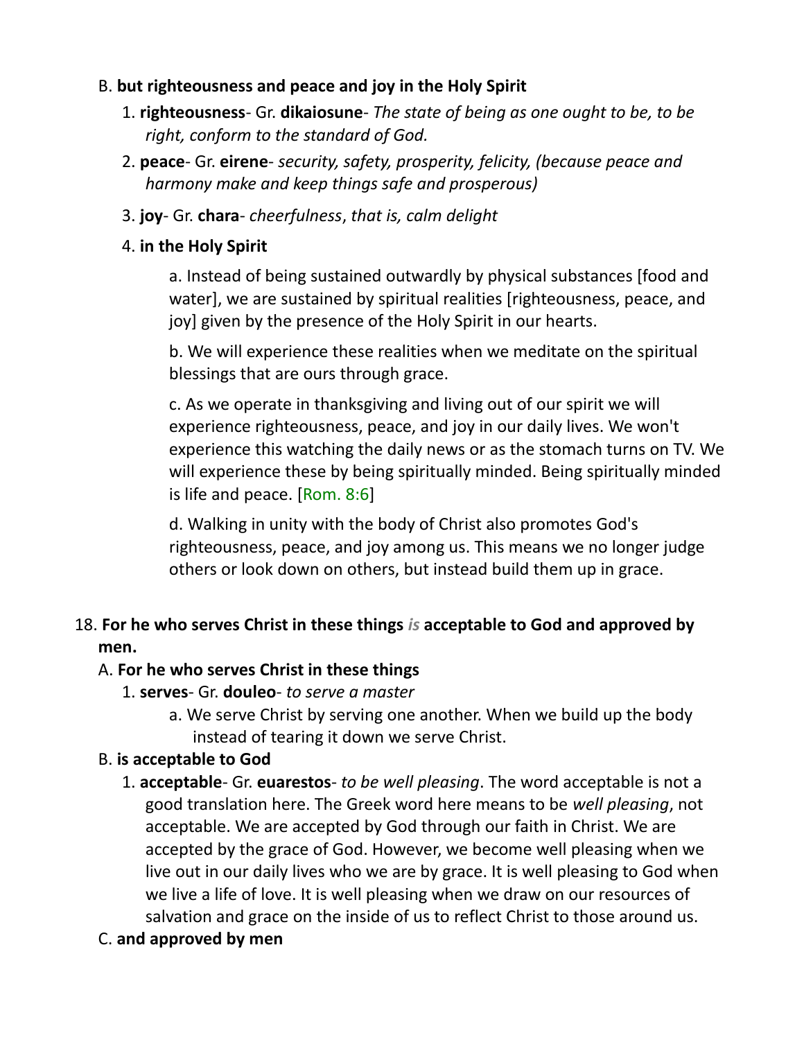B. **but righteousness and peace and joy in the Holy Spirit**

1. **righteousness**- Gr. **dikaiosune**- *The state of being as one ought to be, to be right, conform to the standard of God.*

2. **peace**- Gr. **eirene**- *security, safety, prosperity, felicity, (because peace and harmony make and keep things safe and prosperous)*

3. **joy**- Gr. **chara**- *cheerfulness*, *that is, calm delight*

4. **in the Holy Spirit**

a. Instead of being sustained outwardly by physical substances [food and water], we are sustained by spiritual realities [righteousness, peace, and joy] given by the presence of the Holy Spirit in our hearts.

b. We will experience these realities when we meditate on the spiritual blessings that are ours through grace.

c. As we operate in thanksgiving and living out of our spirit we will experience righteousness, peace, and joy in our daily lives. We won't experience this watching the daily news or as the stomach turns on TV. We will experience these by being spiritually minded. Being spiritually minded is life and peace. [Rom. 8:6]

d. Walking in unity with the body of Christ also promotes God's righteousness, peace, and joy among us. This means we no longer judge others or look down on others, but instead build them up in grace.

18. **For he who serves Christ in these things** ***is*** **acceptable to God and approved by men.**

A. **For he who serves Christ in these things**

1. **serves**- Gr. **douleo**- *to serve a master*

a. We serve Christ by serving one another. When we build up the body instead of tearing it down we serve Christ.

B. **is acceptable to God**

1. **acceptable**- Gr. **euarestos**- *to be well pleasing*. The word acceptable is not a good translation here. The Greek word here means to be *well pleasing*, not acceptable. We are accepted by God through our faith in Christ. We are accepted by the grace of God. However, we become well pleasing when we live out in our daily lives who we are by grace. It is well pleasing to God when we live a life of love. It is well pleasing when we draw on our resources of salvation and grace on the inside of us to reflect Christ to those around us.

C. **and approved by men**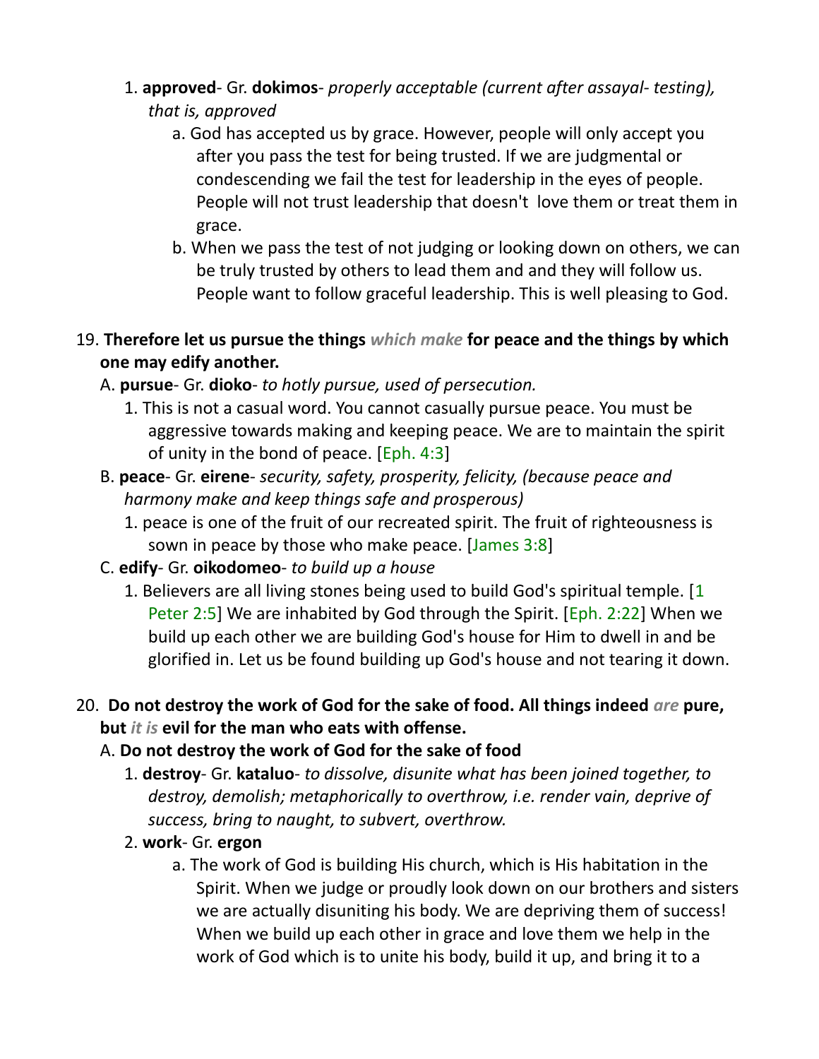1. **approved**- Gr. **dokimos**- *properly acceptable (current after assayal- testing), that is, approved*
    a. God has accepted us by grace. However, people will only accept you after you pass the test for being trusted. If we are judgmental or condescending we fail the test for leadership in the eyes of people. People will not trust leadership that doesn't love them or treat them in grace.
    b. When we pass the test of not judging or looking down on others, we can be truly trusted by others to lead them and and they will follow us. People want to follow graceful leadership. This is well pleasing to God.

19. **Therefore let us pursue the things** ***which make*** **for peace and the things by which one may edify another.**
    A. **pursue**- Gr. **dioko**- *to hotly pursue, used of persecution.*
        1. This is not a casual word. You cannot casually pursue peace. You must be aggressive towards making and keeping peace. We are to maintain the spirit of unity in the bond of peace. [Eph. 4:3]
    B. **peace**- Gr. **eirene**- *security, safety, prosperity, felicity, (because peace and harmony make and keep things safe and prosperous)*
        1. peace is one of the fruit of our recreated spirit. The fruit of righteousness is sown in peace by those who make peace. [James 3:8]
    C. **edify**- Gr. **oikodomeo**- *to build up a house*
        1. Believers are all living stones being used to build God's spiritual temple. [1 Peter 2:5] We are inhabited by God through the Spirit. [Eph. 2:22] When we build up each other we are building God's house for Him to dwell in and be glorified in. Let us be found building up God's house and not tearing it down.

20. **Do not destroy the work of God for the sake of food. All things indeed** ***are*** **pure, but** ***it is*** **evil for the man who eats with offense.**
    A. **Do not destroy the work of God for the sake of food**
        1. **destroy**- Gr. **kataluo**- *to dissolve, disunite what has been joined together, to destroy, demolish; metaphorically to overthrow, i.e. render vain, deprive of success, bring to naught, to subvert, overthrow.*
        2. **work**- Gr. **ergon**
            a. The work of God is building His church, which is His habitation in the Spirit. When we judge or proudly look down on our brothers and sisters we are actually disuniting his body. We are depriving them of success! When we build up each other in grace and love them we help in the work of God which is to unite his body, build it up, and bring it to a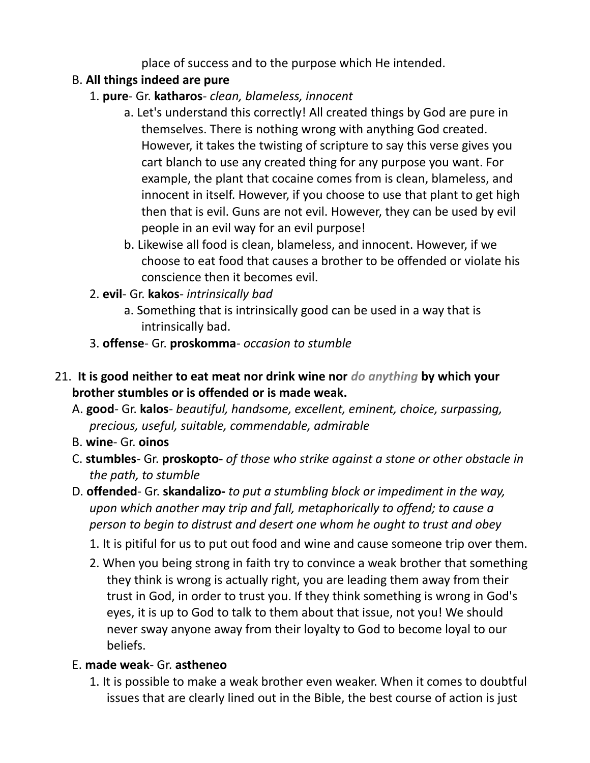place of success and to the purpose which He intended.

B. **All things indeed are pure**

1. **pure**- Gr. **katharos**- *clean, blameless, innocent*
    a. Let's understand this correctly! All created things by God are pure in themselves. There is nothing wrong with anything God created. However, it takes the twisting of scripture to say this verse gives you cart blanch to use any created thing for any purpose you want. For example, the plant that cocaine comes from is clean, blameless, and innocent in itself. However, if you choose to use that plant to get high then that is evil. Guns are not evil. However, they can be used by evil people in an evil way for an evil purpose!
    b. Likewise all food is clean, blameless, and innocent. However, if we choose to eat food that causes a brother to be offended or violate his conscience then it becomes evil.
2. **evil**- Gr. **kakos**- *intrinsically bad*
    a. Something that is intrinsically good can be used in a way that is intrinsically bad.
3. **offense**- Gr. **proskomma**- *occasion to stumble*

21. **It is good neither to eat meat nor drink wine nor** ***do anything*** **by which your brother stumbles or is offended or is made weak.**

A. **good**- Gr. **kalos**- *beautiful, handsome, excellent, eminent, choice, surpassing, precious, useful, suitable, commendable, admirable*

B. **wine**- Gr. **oinos**

C. **stumbles**- Gr. **proskopto-** *of those who strike against a stone or other obstacle in the path, to stumble*

D. **offended**- Gr. **skandalizo-** *to put a stumbling block or impediment in the way, upon which another may trip and fall, metaphorically to offend; to cause a person to begin to distrust and desert one whom he ought to trust and obey*

1. It is pitiful for us to put out food and wine and cause someone trip over them.
2. When you being strong in faith try to convince a weak brother that something they think is wrong is actually right, you are leading them away from their trust in God, in order to trust you. If they think something is wrong in God's eyes, it is up to God to talk to them about that issue, not you! We should never sway anyone away from their loyalty to God to become loyal to our beliefs.

E. **made weak**- Gr. **astheneo**

1. It is possible to make a weak brother even weaker. When it comes to doubtful issues that are clearly lined out in the Bible, the best course of action is just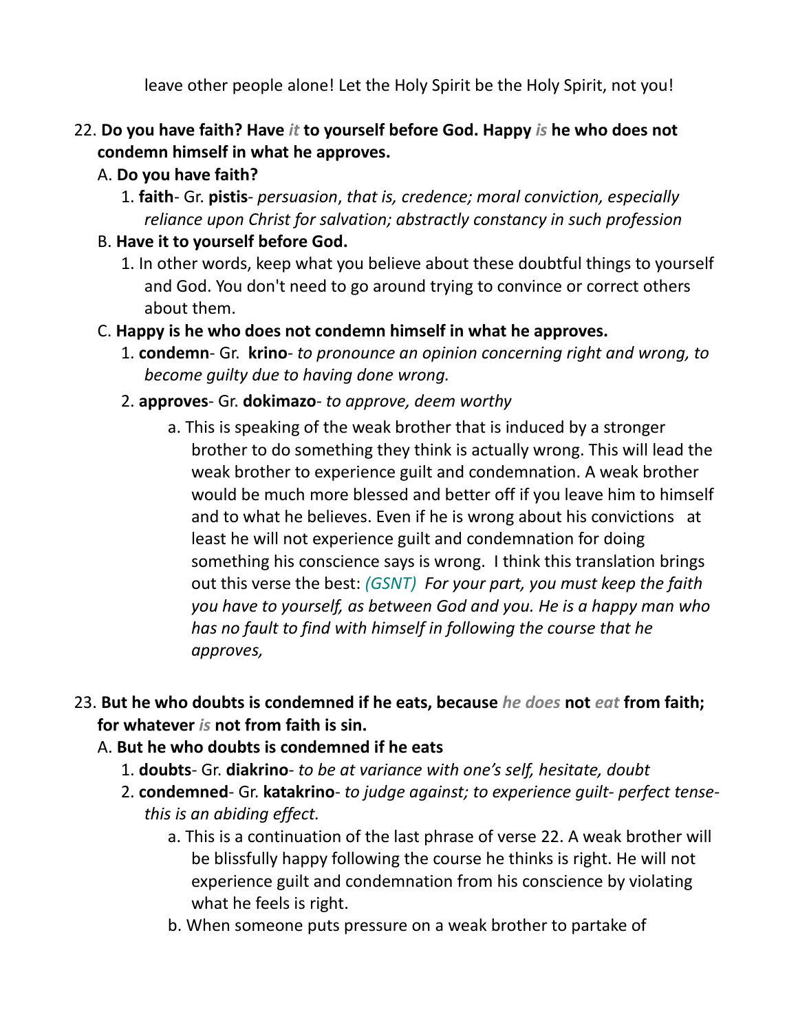leave other people alone! Let the Holy Spirit be the Holy Spirit, not you!

22. **Do you have faith? Have *it* to yourself before God. Happy *is* he who does not condemn himself in what he approves.**
    A. **Do you have faith?**
        1. **faith**- Gr. **pistis**- *persuasion*, *that is, credence; moral conviction, especially reliance upon Christ for salvation; abstractly constancy in such profession*
    B. **Have it to yourself before God.**
        1. In other words, keep what you believe about these doubtful things to yourself and God. You don't need to go around trying to convince or correct others about them.
    C. **Happy is he who does not condemn himself in what he approves.**
        1. **condemn**- Gr. **krino**- *to pronounce an opinion concerning right and wrong, to become guilty due to having done wrong.*
        2. **approves**- Gr. **dokimazo**- *to approve, deem worthy*
            a. This is speaking of the weak brother that is induced by a stronger brother to do something they think is actually wrong. This will lead the weak brother to experience guilt and condemnation. A weak brother would be much more blessed and better off if you leave him to himself and to what he believes. Even if he is wrong about his convictions at least he will not experience guilt and condemnation for doing something his conscience says is wrong. I think this translation brings out this verse the best: *(GSNT) For your part, you must keep the faith you have to yourself, as between God and you. He is a happy man who has no fault to find with himself in following the course that he approves,*

23. **But he who doubts is condemned if he eats, because *he does* not *eat* from faith; for whatever *is* not from faith is sin.**
    A. **But he who doubts is condemned if he eats**
        1. **doubts**- Gr. **diakrino**- *to be at variance with one's self, hesitate, doubt*
        2. **condemned**- Gr. **katakrino**- *to judge against; to experience guilt- perfect tense- this is an abiding effect.*
            a. This is a continuation of the last phrase of verse 22. A weak brother will be blissfully happy following the course he thinks is right. He will not experience guilt and condemnation from his conscience by violating what he feels is right.
            b. When someone puts pressure on a weak brother to partake of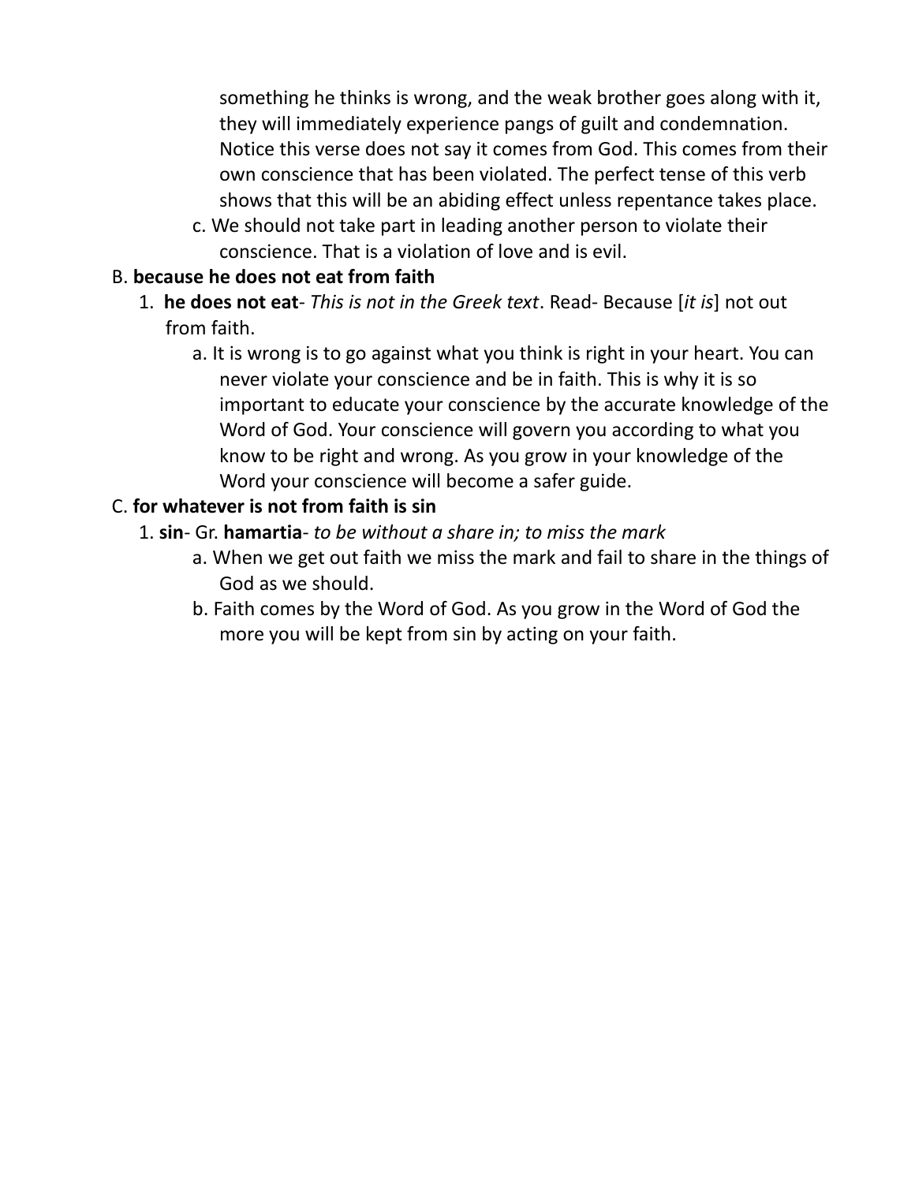something he thinks is wrong, and the weak brother goes along with it, they will immediately experience pangs of guilt and condemnation. Notice this verse does not say it comes from God. This comes from their own conscience that has been violated. The perfect tense of this verb shows that this will be an abiding effect unless repentance takes place.

c. We should not take part in leading another person to violate their conscience. That is a violation of love and is evil.

B. **because he does not eat from faith**

1. **he does not eat**- *This is not in the Greek text*. Read- Because [*it is*] not out from faith.

    a. It is wrong is to go against what you think is right in your heart. You can never violate your conscience and be in faith. This is why it is so important to educate your conscience by the accurate knowledge of the Word of God. Your conscience will govern you according to what you know to be right and wrong. As you grow in your knowledge of the Word your conscience will become a safer guide.

C. **for whatever is not from faith is sin**

1. **sin**- Gr. **hamartia**- *to be without a share in; to miss the mark*

    a. When we get out faith we miss the mark and fail to share in the things of God as we should.

    b. Faith comes by the Word of God. As you grow in the Word of God the more you will be kept from sin by acting on your faith.